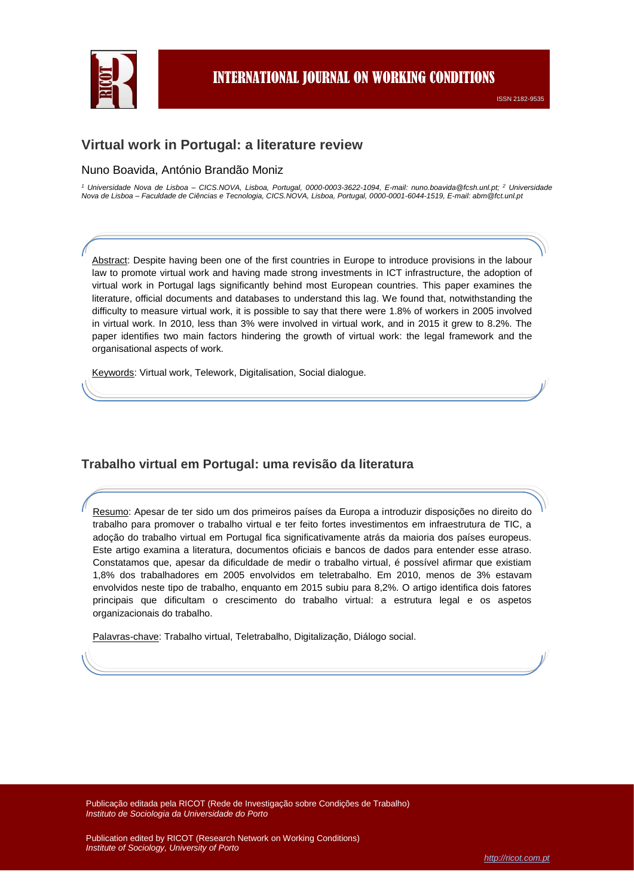INTERNATIONAL JOURNAL ON WORKING CONDITIONS

ISSN 2182-9535

# Virtual work in Portugal: a literature review

Nuno Boavida, António Brandão Moniz

[1] *Universidade Nova de Lisboa – CICS.NOVA, Lisboa, Portugal, 0000-0003-3622-1094, E-mail: nuno.boavida@fcsh.unl.pt;* [2] *Universidade Nova de Lisboa – Faculdade de Ciências e Tecnologia, CICS.NOVA, Lisboa, Portugal, 0000-0001-6044-1519, E-mail: abm@fct.unl.pt*

Abstract: Despite having been one of the first countries in Europe to introduce provisions in the labour law to promote virtual work and having made strong investments in ICT infrastructure, the adoption of virtual work in Portugal lags significantly behind most European countries. This paper examines the literature, official documents and databases to understand this lag. We found that, notwithstanding the difficulty to measure virtual work, it is possible to say that there were 1.8% of workers in 2005 involved in virtual work. In 2010, less than 3% were involved in virtual work, and in 2015 it grew to 8.2%. The paper identifies two main factors hindering the growth of virtual work: the legal framework and the organisational aspects of work.

Keywords: Virtual work, Telework, Digitalisation, Social dialogue.

# Trabalho virtual em Portugal: uma revisão da literatura

Resumo: Apesar de ter sido um dos primeiros países da Europa a introduzir disposições no direito do trabalho para promover o trabalho virtual e ter feito fortes investimentos em infraestrutura de TIC, a adoção do trabalho virtual em Portugal fica significativamente atrás da maioria dos países europeus. Este artigo examina a literatura, documentos oficiais e bancos de dados para entender esse atraso. Constatamos que, apesar da dificuldade de medir o trabalho virtual, é possível afirmar que existiam 1,8% dos trabalhadores em 2005 envolvidos em teletrabalho. Em 2010, menos de 3% estavam envolvidos neste tipo de trabalho, enquanto em 2015 subiu para 8,2%. O artigo identifica dois fatores principais que dificultam o crescimento do trabalho virtual: a estrutura legal e os aspetos organizacionais do trabalho.

Palavras-chave: Trabalho virtual, Teletrabalho, Digitalização, Diálogo social.

Publicação editada pela RICOT (Rede de Investigação sobre Condições de Trabalho)
*Instituto de Sociologia da Universidade do Porto*

Publication edited by RICOT (Research Network on Working Conditions)
*Institute of Sociology, University of Porto*

http://ricot.com.pt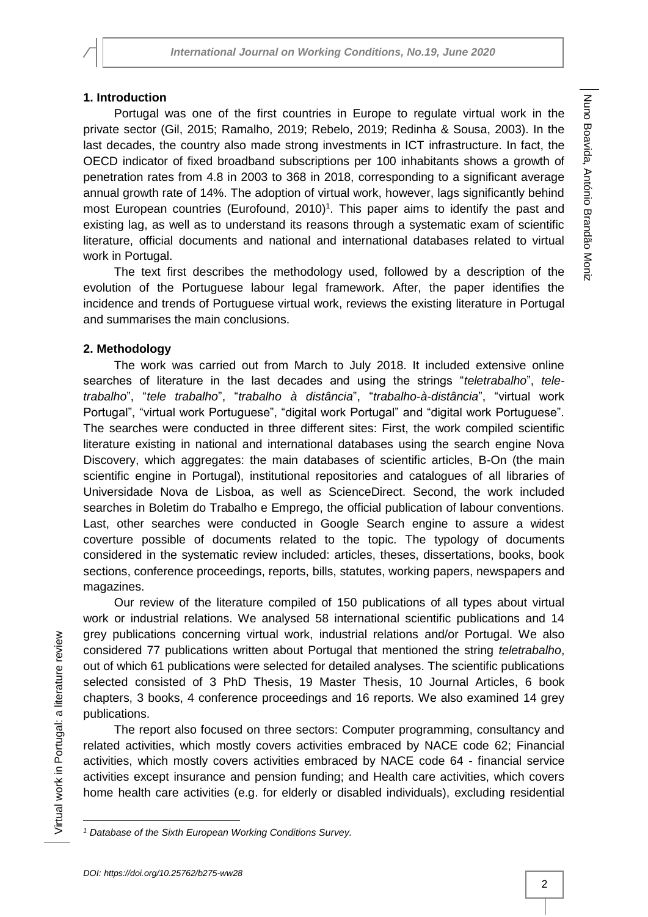## 1. Introduction

Portugal was one of the first countries in Europe to regulate virtual work in the private sector (Gil, 2015; Ramalho, 2019; Rebelo, 2019; Redinha & Sousa, 2003). In the last decades, the country also made strong investments in ICT infrastructure. In fact, the OECD indicator of fixed broadband subscriptions per 100 inhabitants shows a growth of penetration rates from 4.8 in 2003 to 368 in 2018, corresponding to a significant average annual growth rate of 14%. The adoption of virtual work, however, lags significantly behind most European countries (Eurofound, 2010)[1]. This paper aims to identify the past and existing lag, as well as to understand its reasons through a systematic exam of scientific literature, official documents and national and international databases related to virtual work in Portugal.

The text first describes the methodology used, followed by a description of the evolution of the Portuguese labour legal framework. After, the paper identifies the incidence and trends of Portuguese virtual work, reviews the existing literature in Portugal and summarises the main conclusions.

## 2. Methodology

The work was carried out from March to July 2018. It included extensive online searches of literature in the last decades and using the strings "*teletrabalho*", *tele-trabalho*", "*tele trabalho*", "*trabalho à distância*", "*trabalho-à-distância*", "virtual work Portugal", "virtual work Portuguese", "digital work Portugal" and "digital work Portuguese". The searches were conducted in three different sites: First, the work compiled scientific literature existing in national and international databases using the search engine Nova Discovery, which aggregates: the main databases of scientific articles, B-On (the main scientific engine in Portugal), institutional repositories and catalogues of all libraries of Universidade Nova de Lisboa, as well as ScienceDirect. Second, the work included searches in Boletim do Trabalho e Emprego, the official publication of labour conventions. Last, other searches were conducted in Google Search engine to assure a widest coverture possible of documents related to the topic. The typology of documents considered in the systematic review included: articles, theses, dissertations, books, book sections, conference proceedings, reports, bills, statutes, working papers, newspapers and magazines.

Our review of the literature compiled of 150 publications of all types about virtual work or industrial relations. We analysed 58 international scientific publications and 14 grey publications concerning virtual work, industrial relations and/or Portugal. We also considered 77 publications written about Portugal that mentioned the string *teletrabalho*, out of which 61 publications were selected for detailed analyses. The scientific publications selected consisted of 3 PhD Thesis, 19 Master Thesis, 10 Journal Articles, 6 book chapters, 3 books, 4 conference proceedings and 16 reports. We also examined 14 grey publications.

The report also focused on three sectors: Computer programming, consultancy and related activities, which mostly covers activities embraced by NACE code 62; Financial activities, which mostly covers activities embraced by NACE code 64 - financial service activities except insurance and pension funding; and Health care activities, which covers home health care activities (e.g. for elderly or disabled individuals), excluding residential

---

[1] *Database of the Sixth European Working Conditions Survey.*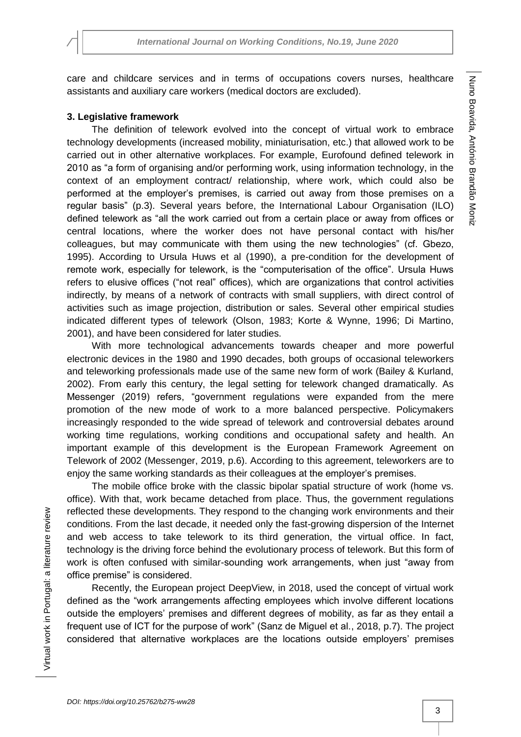care and childcare services and in terms of occupations covers nurses, healthcare assistants and auxiliary care workers (medical doctors are excluded).

### 3. Legislative framework

The definition of telework evolved into the concept of virtual work to embrace technology developments (increased mobility, miniaturisation, etc.) that allowed work to be carried out in other alternative workplaces. For example, Eurofound defined telework in 2010 as "a form of organising and/or performing work, using information technology, in the context of an employment contract/ relationship, where work, which could also be performed at the employer's premises, is carried out away from those premises on a regular basis" (p.3). Several years before, the International Labour Organisation (ILO) defined telework as "all the work carried out from a certain place or away from offices or central locations, where the worker does not have personal contact with his/her colleagues, but may communicate with them using the new technologies" (cf. Gbezo, 1995). According to Ursula Huws et al (1990), a pre-condition for the development of remote work, especially for telework, is the "computerisation of the office". Ursula Huws refers to elusive offices ("not real" offices), which are organizations that control activities indirectly, by means of a network of contracts with small suppliers, with direct control of activities such as image projection, distribution or sales. Several other empirical studies indicated different types of telework (Olson, 1983; Korte & Wynne, 1996; Di Martino, 2001), and have been considered for later studies.

With more technological advancements towards cheaper and more powerful electronic devices in the 1980 and 1990 decades, both groups of occasional teleworkers and teleworking professionals made use of the same new form of work (Bailey & Kurland, 2002). From early this century, the legal setting for telework changed dramatically. As Messenger (2019) refers, "government regulations were expanded from the mere promotion of the new mode of work to a more balanced perspective. Policymakers increasingly responded to the wide spread of telework and controversial debates around working time regulations, working conditions and occupational safety and health. An important example of this development is the European Framework Agreement on Telework of 2002 (Messenger, 2019, p.6). According to this agreement, teleworkers are to enjoy the same working standards as their colleagues at the employer's premises.

The mobile office broke with the classic bipolar spatial structure of work (home vs. office). With that, work became detached from place. Thus, the government regulations reflected these developments. They respond to the changing work environments and their conditions. From the last decade, it needed only the fast-growing dispersion of the Internet and web access to take telework to its third generation, the virtual office. In fact, technology is the driving force behind the evolutionary process of telework. But this form of work is often confused with similar-sounding work arrangements, when just "away from office premise" is considered.

Recently, the European project DeepView, in 2018, used the concept of virtual work defined as the "work arrangements affecting employees which involve different locations outside the employers' premises and different degrees of mobility, as far as they entail a frequent use of ICT for the purpose of work" (Sanz de Miguel et al., 2018, p.7). The project considered that alternative workplaces are the locations outside employers' premises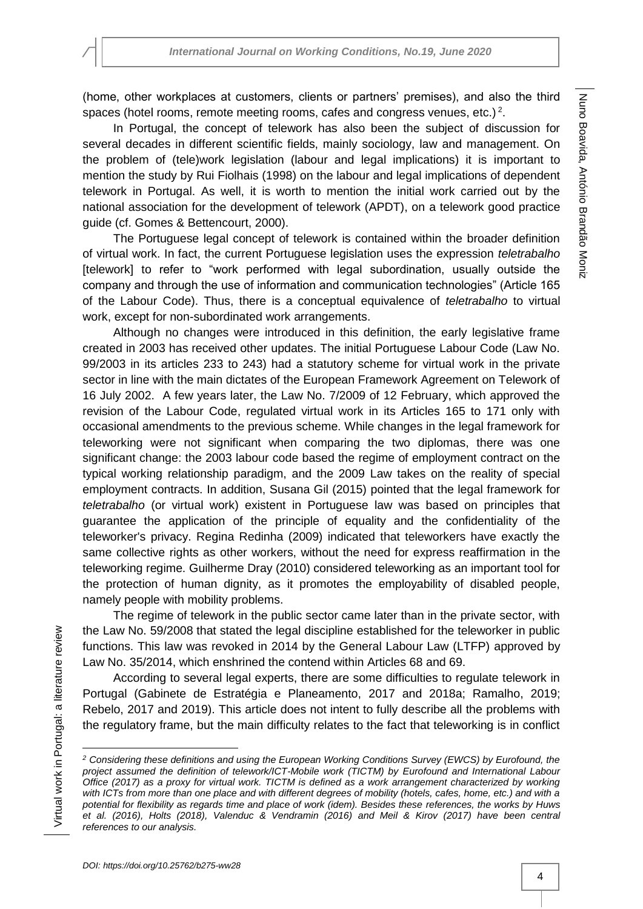(home, other workplaces at customers, clients or partners' premises), and also the third spaces (hotel rooms, remote meeting rooms, cafes and congress venues, etc.) [2].

In Portugal, the concept of telework has also been the subject of discussion for several decades in different scientific fields, mainly sociology, law and management. On the problem of (tele)work legislation (labour and legal implications) it is important to mention the study by Rui Fiolhais (1998) on the labour and legal implications of dependent telework in Portugal. As well, it is worth to mention the initial work carried out by the national association for the development of telework (APDT), on a telework good practice guide (cf. Gomes & Bettencourt, 2000).

The Portuguese legal concept of telework is contained within the broader definition of virtual work. In fact, the current Portuguese legislation uses the expression *teletrabalho* [telework] to refer to "work performed with legal subordination, usually outside the company and through the use of information and communication technologies" (Article 165 of the Labour Code). Thus, there is a conceptual equivalence of *teletrabalho* to virtual work, except for non-subordinated work arrangements.

Although no changes were introduced in this definition, the early legislative frame created in 2003 has received other updates. The initial Portuguese Labour Code (Law No. 99/2003 in its articles 233 to 243) had a statutory scheme for virtual work in the private sector in line with the main dictates of the European Framework Agreement on Telework of 16 July 2002. A few years later, the Law No. 7/2009 of 12 February, which approved the revision of the Labour Code, regulated virtual work in its Articles 165 to 171 only with occasional amendments to the previous scheme. While changes in the legal framework for teleworking were not significant when comparing the two diplomas, there was one significant change: the 2003 labour code based the regime of employment contract on the typical working relationship paradigm, and the 2009 Law takes on the reality of special employment contracts. In addition, Susana Gil (2015) pointed that the legal framework for *teletrabalho* (or virtual work) existent in Portuguese law was based on principles that guarantee the application of the principle of equality and the confidentiality of the teleworker's privacy. Regina Redinha (2009) indicated that teleworkers have exactly the same collective rights as other workers, without the need for express reaffirmation in the teleworking regime. Guilherme Dray (2010) considered teleworking as an important tool for the protection of human dignity, as it promotes the employability of disabled people, namely people with mobility problems.

The regime of telework in the public sector came later than in the private sector, with the Law No. 59/2008 that stated the legal discipline established for the teleworker in public functions. This law was revoked in 2014 by the General Labour Law (LTFP) approved by Law No. 35/2014, which enshrined the contend within Articles 68 and 69.

According to several legal experts, there are some difficulties to regulate telework in Portugal (Gabinete de Estratégia e Planeamento, 2017 and 2018a; Ramalho, 2019; Rebelo, 2017 and 2019). This article does not intent to fully describe all the problems with the regulatory frame, but the main difficulty relates to the fact that teleworking is in conflict

---

[2] *Considering these definitions and using the European Working Conditions Survey (EWCS) by Eurofound, the project assumed the definition of telework/ICT-Mobile work (TICTM) by Eurofound and International Labour Office (2017) as a proxy for virtual work. TICTM is defined as a work arrangement characterized by working with ICTs from more than one place and with different degrees of mobility (hotels, cafes, home, etc.) and with a potential for flexibility as regards time and place of work (idem). Besides these references, the works by Huws et al. (2016), Holts (2018), Valenduc & Vendramin (2016) and Meil & Kirov (2017) have been central references to our analysis.*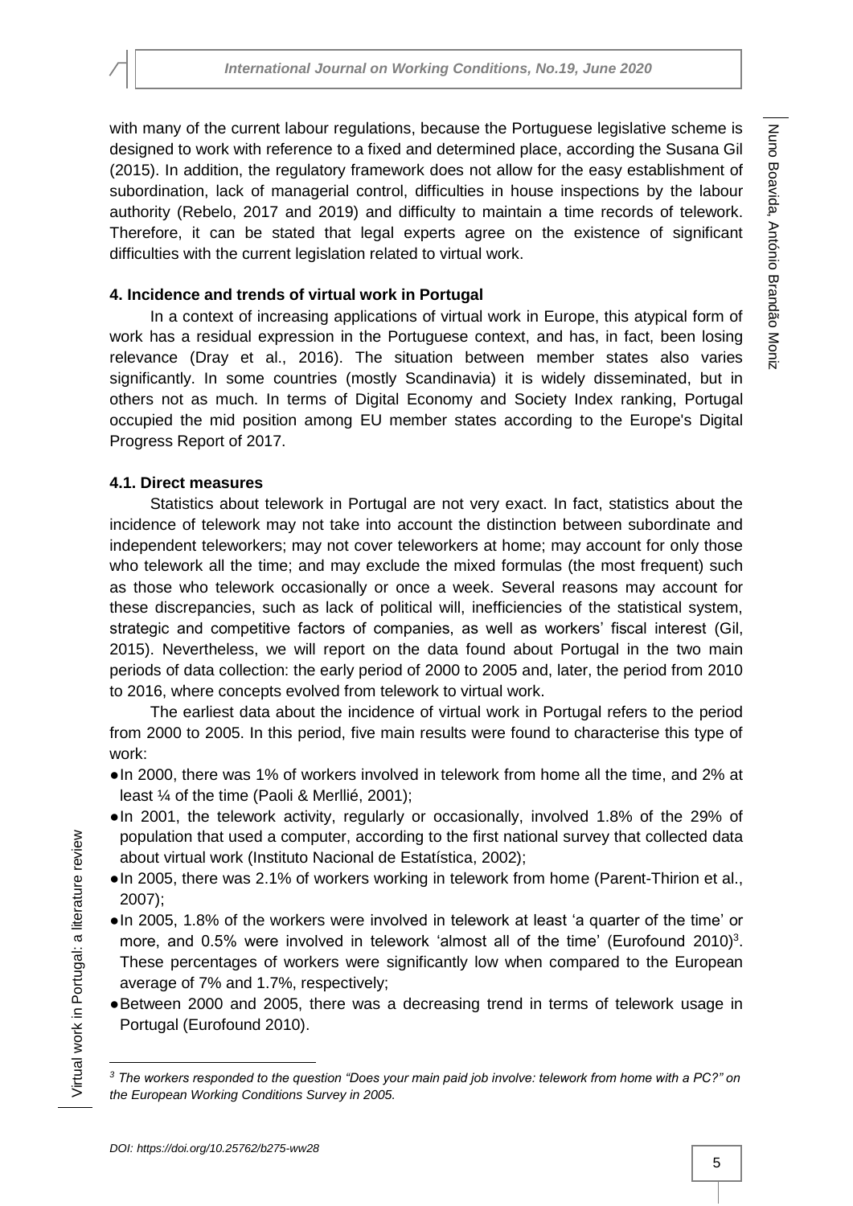with many of the current labour regulations, because the Portuguese legislative scheme is designed to work with reference to a fixed and determined place, according the Susana Gil (2015). In addition, the regulatory framework does not allow for the easy establishment of subordination, lack of managerial control, difficulties in house inspections by the labour authority (Rebelo, 2017 and 2019) and difficulty to maintain a time records of telework. Therefore, it can be stated that legal experts agree on the existence of significant difficulties with the current legislation related to virtual work.

### 4. Incidence and trends of virtual work in Portugal

In a context of increasing applications of virtual work in Europe, this atypical form of work has a residual expression in the Portuguese context, and has, in fact, been losing relevance (Dray et al., 2016). The situation between member states also varies significantly. In some countries (mostly Scandinavia) it is widely disseminated, but in others not as much. In terms of Digital Economy and Society Index ranking, Portugal occupied the mid position among EU member states according to the Europe's Digital Progress Report of 2017.

#### 4.1. Direct measures

Statistics about telework in Portugal are not very exact. In fact, statistics about the incidence of telework may not take into account the distinction between subordinate and independent teleworkers; may not cover teleworkers at home; may account for only those who telework all the time; and may exclude the mixed formulas (the most frequent) such as those who telework occasionally or once a week. Several reasons may account for these discrepancies, such as lack of political will, inefficiencies of the statistical system, strategic and competitive factors of companies, as well as workers' fiscal interest (Gil, 2015). Nevertheless, we will report on the data found about Portugal in the two main periods of data collection: the early period of 2000 to 2005 and, later, the period from 2010 to 2016, where concepts evolved from telework to virtual work.

The earliest data about the incidence of virtual work in Portugal refers to the period from 2000 to 2005. In this period, five main results were found to characterise this type of work:

- In 2000, there was 1% of workers involved in telework from home all the time, and 2% at least ¼ of the time (Paoli & Merllié, 2001);
- In 2001, the telework activity, regularly or occasionally, involved 1.8% of the 29% of population that used a computer, according to the first national survey that collected data about virtual work (Instituto Nacional de Estatística, 2002);
- In 2005, there was 2.1% of workers working in telework from home (Parent-Thirion et al., 2007);
- In 2005, 1.8% of the workers were involved in telework at least 'a quarter of the time' or more, and 0.5% were involved in telework 'almost all of the time' (Eurofound 2010)[3]. These percentages of workers were significantly low when compared to the European average of 7% and 1.7%, respectively;
- Between 2000 and 2005, there was a decreasing trend in terms of telework usage in Portugal (Eurofound 2010).

---

[3] *The workers responded to the question "Does your main paid job involve: telework from home with a PC?" on the European Working Conditions Survey in 2005.*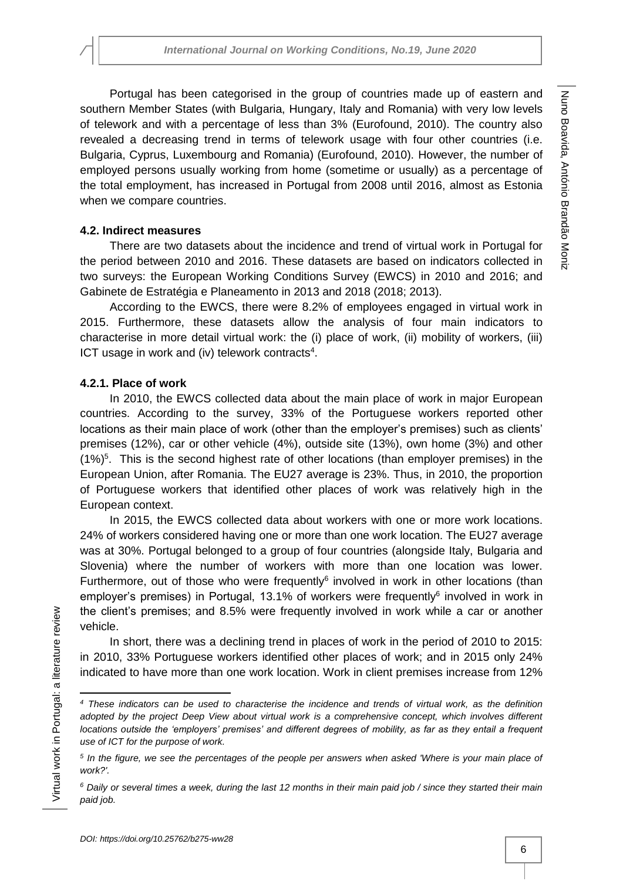Portugal has been categorised in the group of countries made up of eastern and southern Member States (with Bulgaria, Hungary, Italy and Romania) with very low levels of telework and with a percentage of less than 3% (Eurofound, 2010). The country also revealed a decreasing trend in terms of telework usage with four other countries (i.e. Bulgaria, Cyprus, Luxembourg and Romania) (Eurofound, 2010). However, the number of employed persons usually working from home (sometime or usually) as a percentage of the total employment, has increased in Portugal from 2008 until 2016, almost as Estonia when we compare countries.

### 4.2. Indirect measures

There are two datasets about the incidence and trend of virtual work in Portugal for the period between 2010 and 2016. These datasets are based on indicators collected in two surveys: the European Working Conditions Survey (EWCS) in 2010 and 2016; and Gabinete de Estratégia e Planeamento in 2013 and 2018 (2018; 2013).

According to the EWCS, there were 8.2% of employees engaged in virtual work in 2015. Furthermore, these datasets allow the analysis of four main indicators to characterise in more detail virtual work: the (i) place of work, (ii) mobility of workers, (iii) ICT usage in work and (iv) telework contracts[4].

#### 4.2.1. Place of work

In 2010, the EWCS collected data about the main place of work in major European countries. According to the survey, 33% of the Portuguese workers reported other locations as their main place of work (other than the employer's premises) such as clients' premises (12%), car or other vehicle (4%), outside site (13%), own home (3%) and other (1%)[5]. This is the second highest rate of other locations (than employer premises) in the European Union, after Romania. The EU27 average is 23%. Thus, in 2010, the proportion of Portuguese workers that identified other places of work was relatively high in the European context.

In 2015, the EWCS collected data about workers with one or more work locations. 24% of workers considered having one or more than one work location. The EU27 average was at 30%. Portugal belonged to a group of four countries (alongside Italy, Bulgaria and Slovenia) where the number of workers with more than one location was lower. Furthermore, out of those who were frequently[6] involved in work in other locations (than employer's premises) in Portugal, 13.1% of workers were frequently[6] involved in work in the client's premises; and 8.5% were frequently involved in work while a car or another vehicle.

In short, there was a declining trend in places of work in the period of 2010 to 2015: in 2010, 33% Portuguese workers identified other places of work; and in 2015 only 24% indicated to have more than one work location. Work in client premises increase from 12%

---

[4] *These indicators can be used to characterise the incidence and trends of virtual work, as the definition adopted by the project Deep View about virtual work is a comprehensive concept, which involves different locations outside the 'employers' premises' and different degrees of mobility, as far as they entail a frequent use of ICT for the purpose of work.*

[5] *In the figure, we see the percentages of the people per answers when asked 'Where is your main place of work?'.*

[6] *Daily or several times a week, during the last 12 months in their main paid job / since they started their main paid job.*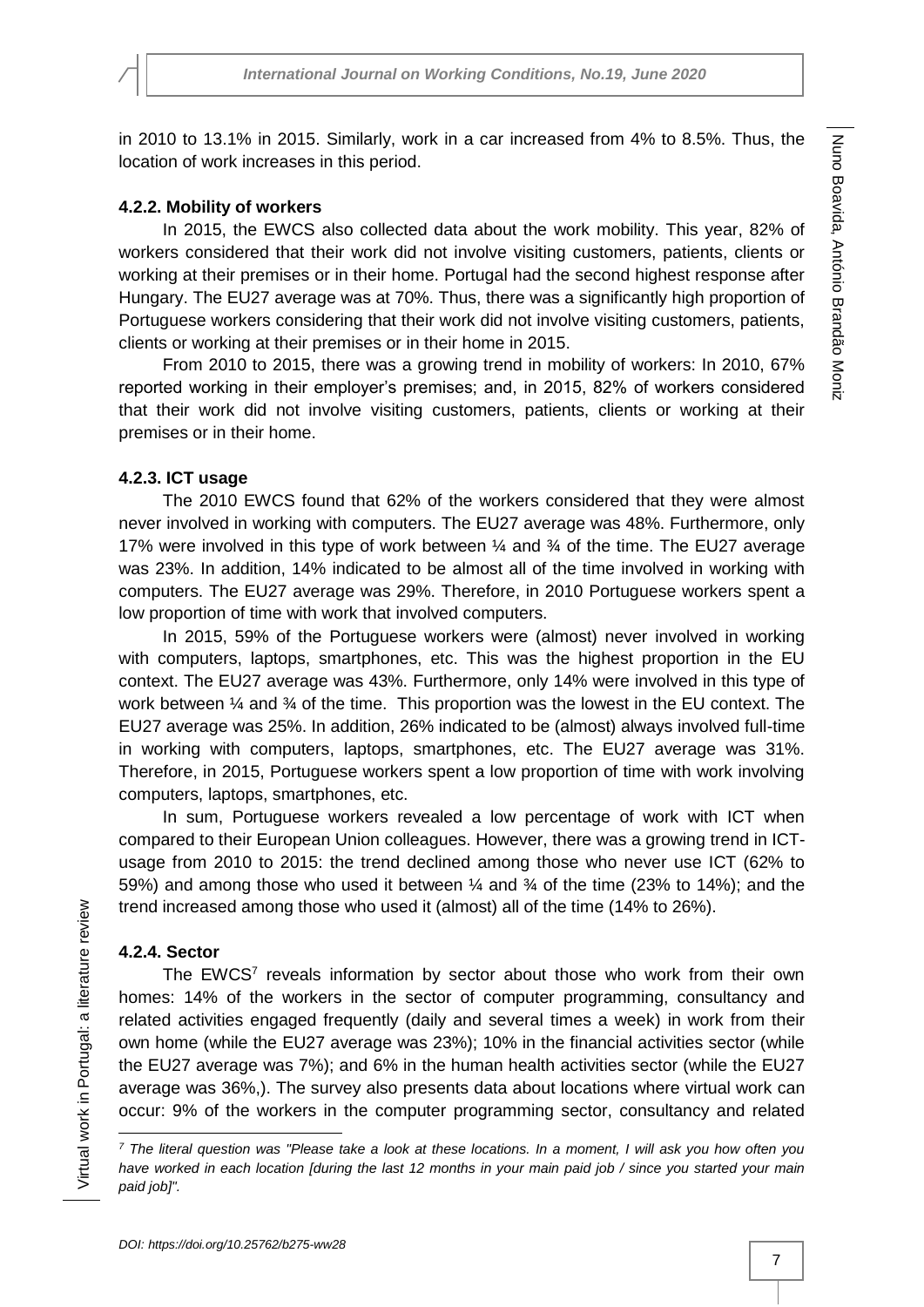in 2010 to 13.1% in 2015. Similarly, work in a car increased from 4% to 8.5%. Thus, the location of work increases in this period.

#### 4.2.2. Mobility of workers

In 2015, the EWCS also collected data about the work mobility. This year, 82% of workers considered that their work did not involve visiting customers, patients, clients or working at their premises or in their home. Portugal had the second highest response after Hungary. The EU27 average was at 70%. Thus, there was a significantly high proportion of Portuguese workers considering that their work did not involve visiting customers, patients, clients or working at their premises or in their home in 2015.

From 2010 to 2015, there was a growing trend in mobility of workers: In 2010, 67% reported working in their employer's premises; and, in 2015, 82% of workers considered that their work did not involve visiting customers, patients, clients or working at their premises or in their home.

#### 4.2.3. ICT usage

The 2010 EWCS found that 62% of the workers considered that they were almost never involved in working with computers. The EU27 average was 48%. Furthermore, only 17% were involved in this type of work between ¼ and ¾ of the time. The EU27 average was 23%. In addition, 14% indicated to be almost all of the time involved in working with computers. The EU27 average was 29%. Therefore, in 2010 Portuguese workers spent a low proportion of time with work that involved computers.

In 2015, 59% of the Portuguese workers were (almost) never involved in working with computers, laptops, smartphones, etc. This was the highest proportion in the EU context. The EU27 average was 43%. Furthermore, only 14% were involved in this type of work between ¼ and ¾ of the time. This proportion was the lowest in the EU context. The EU27 average was 25%. In addition, 26% indicated to be (almost) always involved full-time in working with computers, laptops, smartphones, etc. The EU27 average was 31%. Therefore, in 2015, Portuguese workers spent a low proportion of time with work involving computers, laptops, smartphones, etc.

In sum, Portuguese workers revealed a low percentage of work with ICT when compared to their European Union colleagues. However, there was a growing trend in ICT-usage from 2010 to 2015: the trend declined among those who never use ICT (62% to 59%) and among those who used it between ¼ and ¾ of the time (23% to 14%); and the trend increased among those who used it (almost) all of the time (14% to 26%).

#### 4.2.4. Sector

The EWCS[7] reveals information by sector about those who work from their own homes: 14% of the workers in the sector of computer programming, consultancy and related activities engaged frequently (daily and several times a week) in work from their own home (while the EU27 average was 23%); 10% in the financial activities sector (while the EU27 average was 7%); and 6% in the human health activities sector (while the EU27 average was 36%,). The survey also presents data about locations where virtual work can occur: 9% of the workers in the computer programming sector, consultancy and related

[7] *The literal question was "Please take a look at these locations. In a moment, I will ask you how often you have worked in each location [during the last 12 months in your main paid job / since you started your main paid job]".*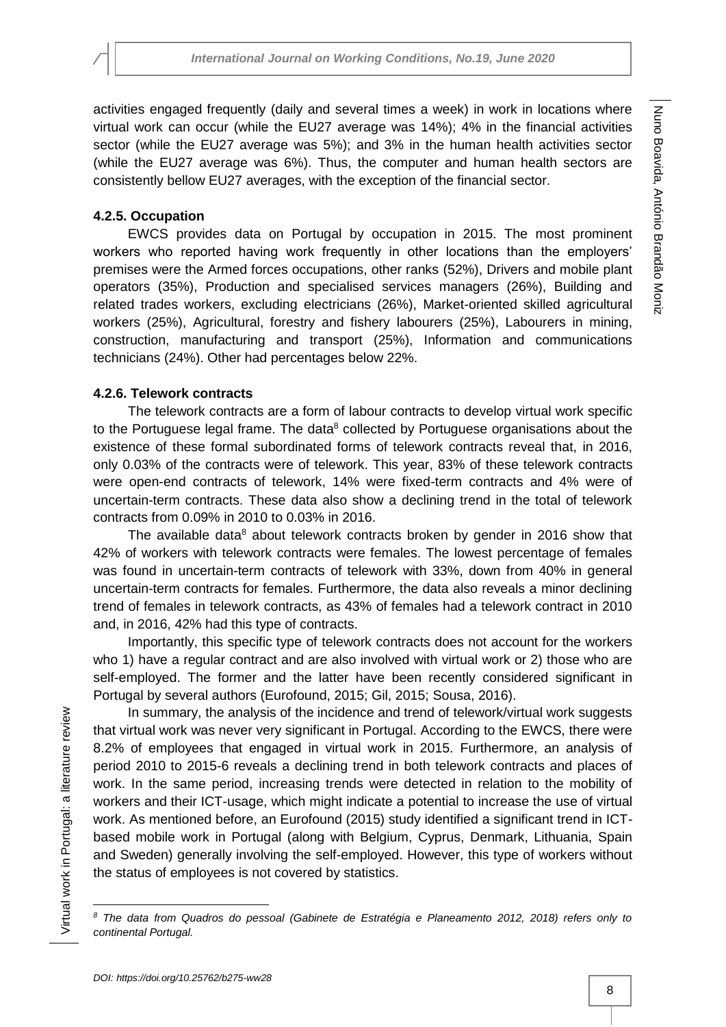activities engaged frequently (daily and several times a week) in work in locations where virtual work can occur (while the EU27 average was 14%); 4% in the financial activities sector (while the EU27 average was 5%); and 3% in the human health activities sector (while the EU27 average was 6%). Thus, the computer and human health sectors are consistently bellow EU27 averages, with the exception of the financial sector.

### 4.2.5. Occupation

EWCS provides data on Portugal by occupation in 2015. The most prominent workers who reported having work frequently in other locations than the employers' premises were the Armed forces occupations, other ranks (52%), Drivers and mobile plant operators (35%), Production and specialised services managers (26%), Building and related trades workers, excluding electricians (26%), Market-oriented skilled agricultural workers (25%), Agricultural, forestry and fishery labourers (25%), Labourers in mining, construction, manufacturing and transport (25%), Information and communications technicians (24%). Other had percentages below 22%.

### 4.2.6. Telework contracts

The telework contracts are a form of labour contracts to develop virtual work specific to the Portuguese legal frame. The data[8] collected by Portuguese organisations about the existence of these formal subordinated forms of telework contracts reveal that, in 2016, only 0.03% of the contracts were of telework. This year, 83% of these telework contracts were open-end contracts of telework, 14% were fixed-term contracts and 4% were of uncertain-term contracts. These data also show a declining trend in the total of telework contracts from 0.09% in 2010 to 0.03% in 2016.

The available data[8] about telework contracts broken by gender in 2016 show that 42% of workers with telework contracts were females. The lowest percentage of females was found in uncertain-term contracts of telework with 33%, down from 40% in general uncertain-term contracts for females. Furthermore, the data also reveals a minor declining trend of females in telework contracts, as 43% of females had a telework contract in 2010 and, in 2016, 42% had this type of contracts.

Importantly, this specific type of telework contracts does not account for the workers who 1) have a regular contract and are also involved with virtual work or 2) those who are self-employed. The former and the latter have been recently considered significant in Portugal by several authors (Eurofound, 2015; Gil, 2015; Sousa, 2016).

In summary, the analysis of the incidence and trend of telework/virtual work suggests that virtual work was never very significant in Portugal. According to the EWCS, there were 8.2% of employees that engaged in virtual work in 2015. Furthermore, an analysis of period 2010 to 2015-6 reveals a declining trend in both telework contracts and places of work. In the same period, increasing trends were detected in relation to the mobility of workers and their ICT-usage, which might indicate a potential to increase the use of virtual work. As mentioned before, an Eurofound (2015) study identified a significant trend in ICT-based mobile work in Portugal (along with Belgium, Cyprus, Denmark, Lithuania, Spain and Sweden) generally involving the self-employed. However, this type of workers without the status of employees is not covered by statistics.

---

[8] *The data from Quadros do pessoal (Gabinete de Estratégia e Planeamento 2012, 2018) refers only to continental Portugal.*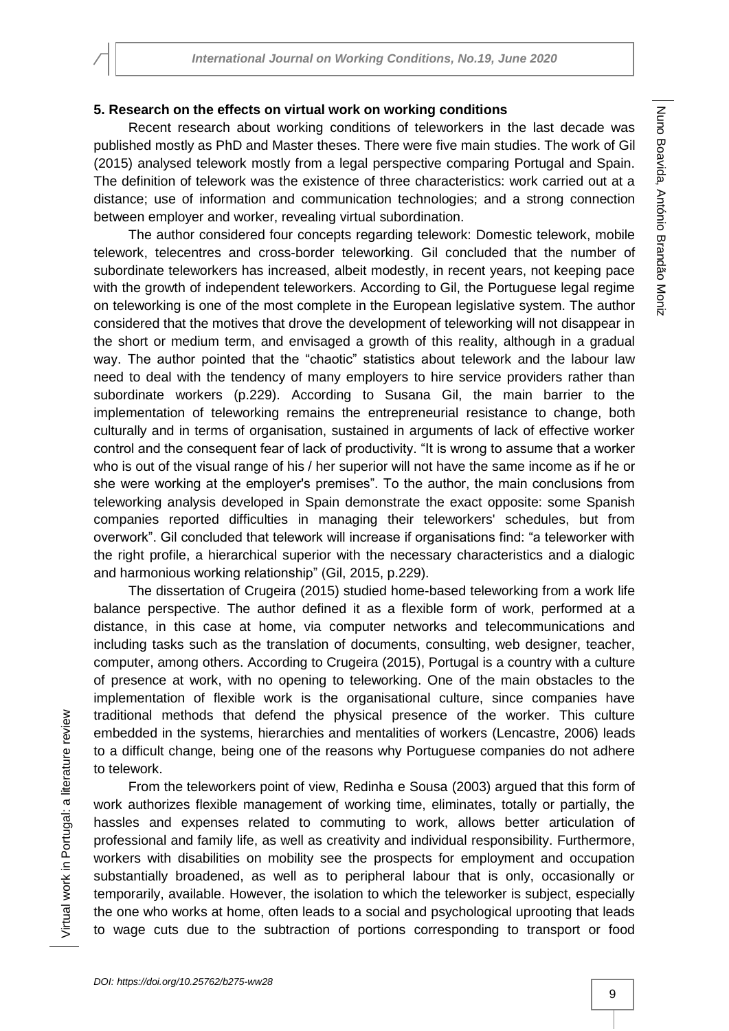### 5. Research on the effects on virtual work on working conditions

Recent research about working conditions of teleworkers in the last decade was published mostly as PhD and Master theses. There were five main studies. The work of Gil (2015) analysed telework mostly from a legal perspective comparing Portugal and Spain. The definition of telework was the existence of three characteristics: work carried out at a distance; use of information and communication technologies; and a strong connection between employer and worker, revealing virtual subordination.

The author considered four concepts regarding telework: Domestic telework, mobile telework, telecentres and cross-border teleworking. Gil concluded that the number of subordinate teleworkers has increased, albeit modestly, in recent years, not keeping pace with the growth of independent teleworkers. According to Gil, the Portuguese legal regime on teleworking is one of the most complete in the European legislative system. The author considered that the motives that drove the development of teleworking will not disappear in the short or medium term, and envisaged a growth of this reality, although in a gradual way. The author pointed that the "chaotic" statistics about telework and the labour law need to deal with the tendency of many employers to hire service providers rather than subordinate workers (p.229). According to Susana Gil, the main barrier to the implementation of teleworking remains the entrepreneurial resistance to change, both culturally and in terms of organisation, sustained in arguments of lack of effective worker control and the consequent fear of lack of productivity. "It is wrong to assume that a worker who is out of the visual range of his / her superior will not have the same income as if he or she were working at the employer's premises". To the author, the main conclusions from teleworking analysis developed in Spain demonstrate the exact opposite: some Spanish companies reported difficulties in managing their teleworkers' schedules, but from overwork". Gil concluded that telework will increase if organisations find: "a teleworker with the right profile, a hierarchical superior with the necessary characteristics and a dialogic and harmonious working relationship" (Gil, 2015, p.229).

The dissertation of Crugeira (2015) studied home-based teleworking from a work life balance perspective. The author defined it as a flexible form of work, performed at a distance, in this case at home, via computer networks and telecommunications and including tasks such as the translation of documents, consulting, web designer, teacher, computer, among others. According to Crugeira (2015), Portugal is a country with a culture of presence at work, with no opening to teleworking. One of the main obstacles to the implementation of flexible work is the organisational culture, since companies have traditional methods that defend the physical presence of the worker. This culture embedded in the systems, hierarchies and mentalities of workers (Lencastre, 2006) leads to a difficult change, being one of the reasons why Portuguese companies do not adhere to telework.

From the teleworkers point of view, Redinha e Sousa (2003) argued that this form of work authorizes flexible management of working time, eliminates, totally or partially, the hassles and expenses related to commuting to work, allows better articulation of professional and family life, as well as creativity and individual responsibility. Furthermore, workers with disabilities on mobility see the prospects for employment and occupation substantially broadened, as well as to peripheral labour that is only, occasionally or temporarily, available. However, the isolation to which the teleworker is subject, especially the one who works at home, often leads to a social and psychological uprooting that leads to wage cuts due to the subtraction of portions corresponding to transport or food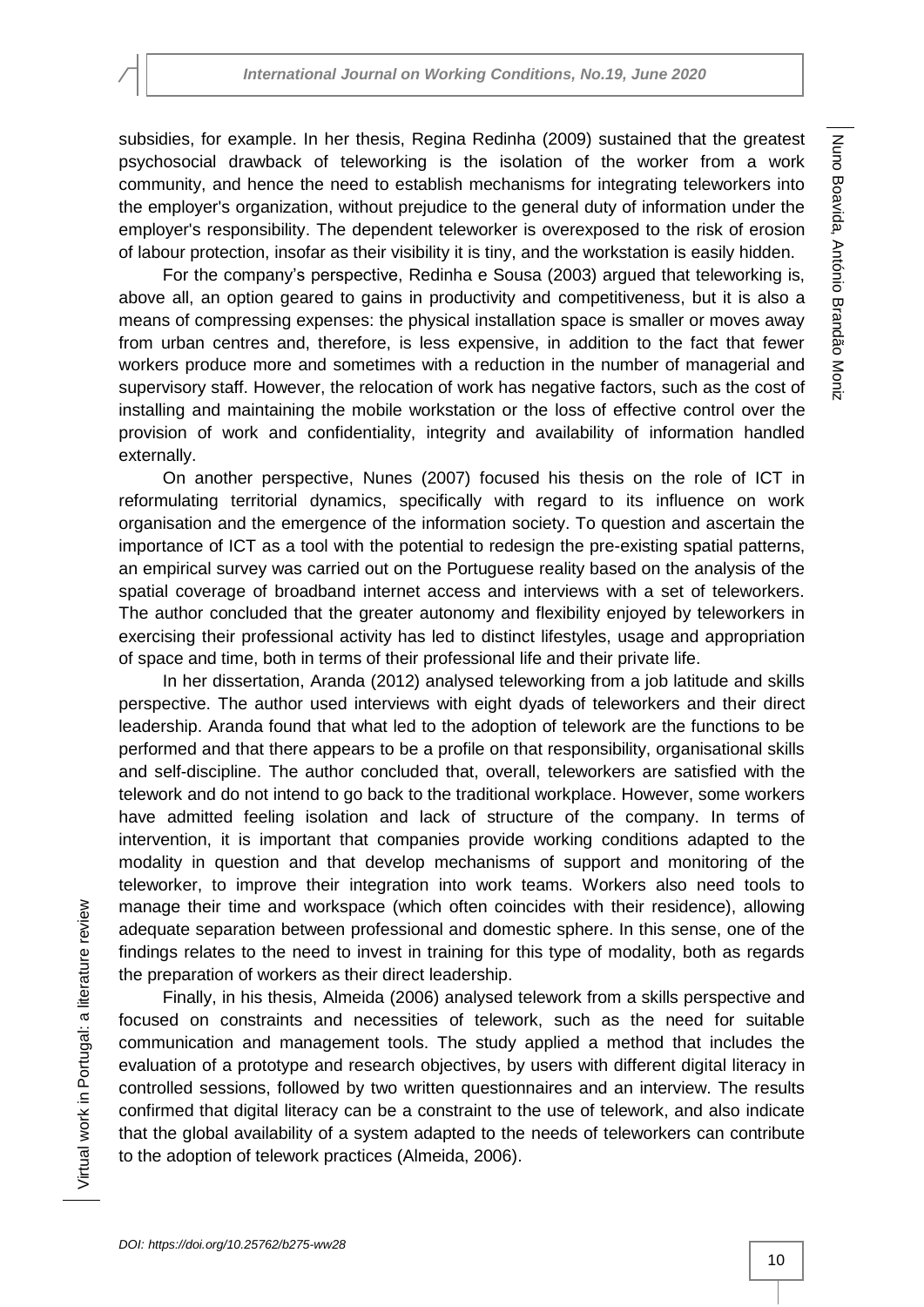subsidies, for example. In her thesis, Regina Redinha (2009) sustained that the greatest psychosocial drawback of teleworking is the isolation of the worker from a work community, and hence the need to establish mechanisms for integrating teleworkers into the employer's organization, without prejudice to the general duty of information under the employer's responsibility. The dependent teleworker is overexposed to the risk of erosion of labour protection, insofar as their visibility it is tiny, and the workstation is easily hidden.

For the company's perspective, Redinha e Sousa (2003) argued that teleworking is, above all, an option geared to gains in productivity and competitiveness, but it is also a means of compressing expenses: the physical installation space is smaller or moves away from urban centres and, therefore, is less expensive, in addition to the fact that fewer workers produce more and sometimes with a reduction in the number of managerial and supervisory staff. However, the relocation of work has negative factors, such as the cost of installing and maintaining the mobile workstation or the loss of effective control over the provision of work and confidentiality, integrity and availability of information handled externally.

On another perspective, Nunes (2007) focused his thesis on the role of ICT in reformulating territorial dynamics, specifically with regard to its influence on work organisation and the emergence of the information society. To question and ascertain the importance of ICT as a tool with the potential to redesign the pre-existing spatial patterns, an empirical survey was carried out on the Portuguese reality based on the analysis of the spatial coverage of broadband internet access and interviews with a set of teleworkers. The author concluded that the greater autonomy and flexibility enjoyed by teleworkers in exercising their professional activity has led to distinct lifestyles, usage and appropriation of space and time, both in terms of their professional life and their private life.

In her dissertation, Aranda (2012) analysed teleworking from a job latitude and skills perspective. The author used interviews with eight dyads of teleworkers and their direct leadership. Aranda found that what led to the adoption of telework are the functions to be performed and that there appears to be a profile on that responsibility, organisational skills and self-discipline. The author concluded that, overall, teleworkers are satisfied with the telework and do not intend to go back to the traditional workplace. However, some workers have admitted feeling isolation and lack of structure of the company. In terms of intervention, it is important that companies provide working conditions adapted to the modality in question and that develop mechanisms of support and monitoring of the teleworker, to improve their integration into work teams. Workers also need tools to manage their time and workspace (which often coincides with their residence), allowing adequate separation between professional and domestic sphere. In this sense, one of the findings relates to the need to invest in training for this type of modality, both as regards the preparation of workers as their direct leadership.

Finally, in his thesis, Almeida (2006) analysed telework from a skills perspective and focused on constraints and necessities of telework, such as the need for suitable communication and management tools. The study applied a method that includes the evaluation of a prototype and research objectives, by users with different digital literacy in controlled sessions, followed by two written questionnaires and an interview. The results confirmed that digital literacy can be a constraint to the use of telework, and also indicate that the global availability of a system adapted to the needs of teleworkers can contribute to the adoption of telework practices (Almeida, 2006).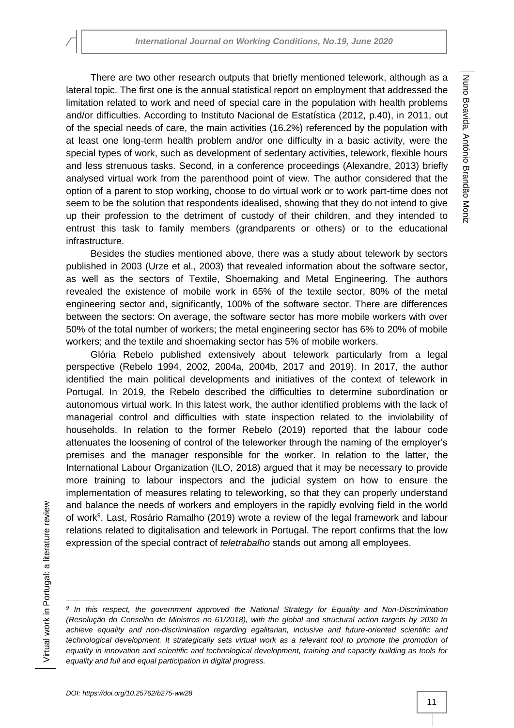There are two other research outputs that briefly mentioned telework, although as a lateral topic. The first one is the annual statistical report on employment that addressed the limitation related to work and need of special care in the population with health problems and/or difficulties. According to Instituto Nacional de Estatística (2012, p.40), in 2011, out of the special needs of care, the main activities (16.2%) referenced by the population with at least one long-term health problem and/or one difficulty in a basic activity, were the special types of work, such as development of sedentary activities, telework, flexible hours and less strenuous tasks. Second, in a conference proceedings (Alexandre, 2013) briefly analysed virtual work from the parenthood point of view. The author considered that the option of a parent to stop working, choose to do virtual work or to work part-time does not seem to be the solution that respondents idealised, showing that they do not intend to give up their profession to the detriment of custody of their children, and they intended to entrust this task to family members (grandparents or others) or to the educational infrastructure.

Besides the studies mentioned above, there was a study about telework by sectors published in 2003 (Urze et al., 2003) that revealed information about the software sector, as well as the sectors of Textile, Shoemaking and Metal Engineering. The authors revealed the existence of mobile work in 65% of the textile sector, 80% of the metal engineering sector and, significantly, 100% of the software sector. There are differences between the sectors: On average, the software sector has more mobile workers with over 50% of the total number of workers; the metal engineering sector has 6% to 20% of mobile workers; and the textile and shoemaking sector has 5% of mobile workers.

Glória Rebelo published extensively about telework particularly from a legal perspective (Rebelo 1994, 2002, 2004a, 2004b, 2017 and 2019). In 2017, the author identified the main political developments and initiatives of the context of telework in Portugal. In 2019, the Rebelo described the difficulties to determine subordination or autonomous virtual work. In this latest work, the author identified problems with the lack of managerial control and difficulties with state inspection related to the inviolability of households. In relation to the former Rebelo (2019) reported that the labour code attenuates the loosening of control of the teleworker through the naming of the employer's premises and the manager responsible for the worker. In relation to the latter, the International Labour Organization (ILO, 2018) argued that it may be necessary to provide more training to labour inspectors and the judicial system on how to ensure the implementation of measures relating to teleworking, so that they can properly understand and balance the needs of workers and employers in the rapidly evolving field in the world of work[9]. Last, Rosário Ramalho (2019) wrote a review of the legal framework and labour relations related to digitalisation and telework in Portugal. The report confirms that the low expression of the special contract of *teletrabalho* stands out among all employees.

---

*[9] In this respect, the government approved the National Strategy for Equality and Non-Discrimination (Resolução do Conselho de Ministros no 61/2018), with the global and structural action targets by 2030 to achieve equality and non-discrimination regarding egalitarian, inclusive and future-oriented scientific and technological development. It strategically sets virtual work as a relevant tool to promote the promotion of equality in innovation and scientific and technological development, training and capacity building as tools for equality and full and equal participation in digital progress.*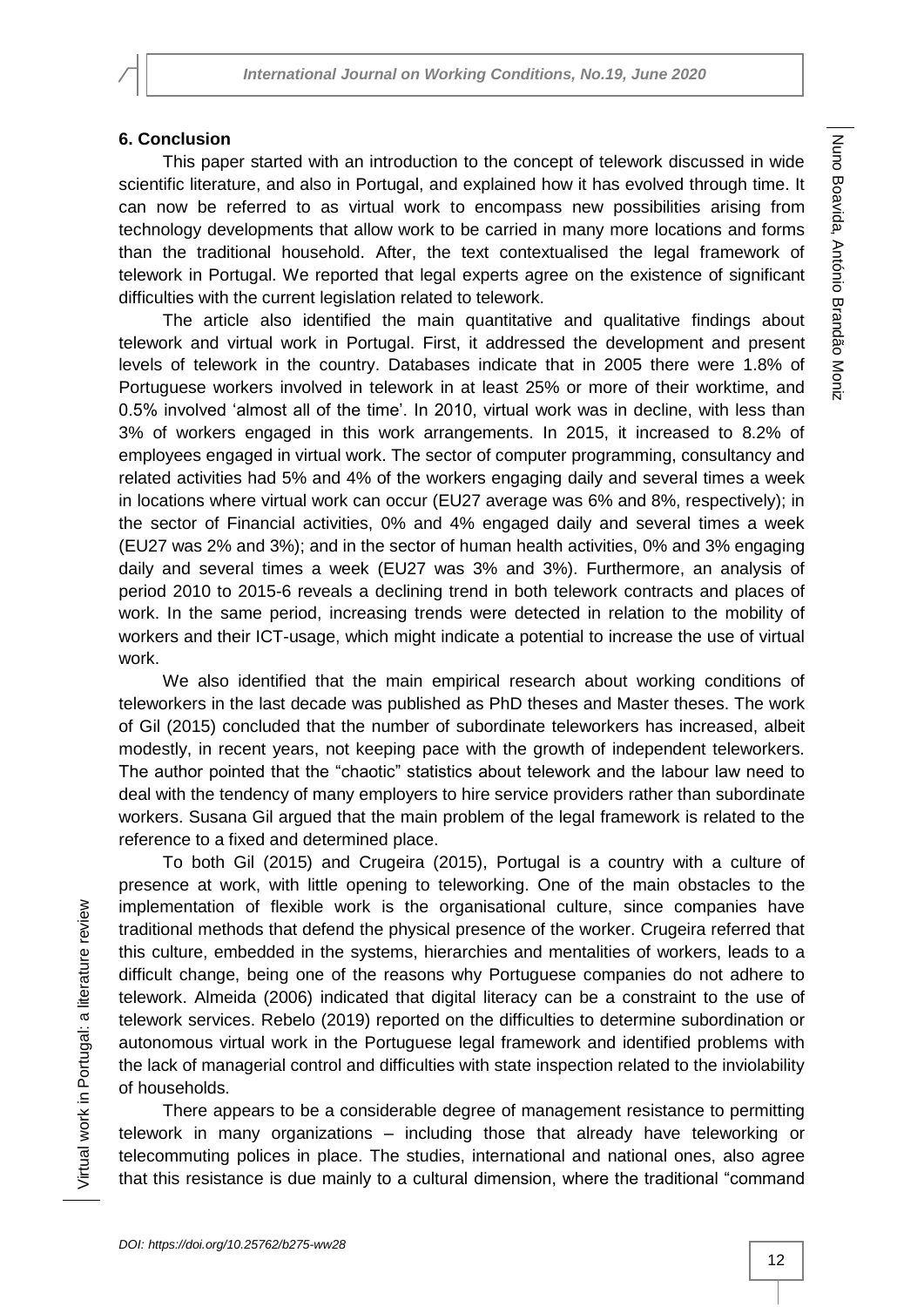## 6. Conclusion

This paper started with an introduction to the concept of telework discussed in wide scientific literature, and also in Portugal, and explained how it has evolved through time. It can now be referred to as virtual work to encompass new possibilities arising from technology developments that allow work to be carried in many more locations and forms than the traditional household. After, the text contextualised the legal framework of telework in Portugal. We reported that legal experts agree on the existence of significant difficulties with the current legislation related to telework.

The article also identified the main quantitative and qualitative findings about telework and virtual work in Portugal. First, it addressed the development and present levels of telework in the country. Databases indicate that in 2005 there were 1.8% of Portuguese workers involved in telework in at least 25% or more of their worktime, and 0.5% involved 'almost all of the time'. In 2010, virtual work was in decline, with less than 3% of workers engaged in this work arrangements. In 2015, it increased to 8.2% of employees engaged in virtual work. The sector of computer programming, consultancy and related activities had 5% and 4% of the workers engaging daily and several times a week in locations where virtual work can occur (EU27 average was 6% and 8%, respectively); in the sector of Financial activities, 0% and 4% engaged daily and several times a week (EU27 was 2% and 3%); and in the sector of human health activities, 0% and 3% engaging daily and several times a week (EU27 was 3% and 3%). Furthermore, an analysis of period 2010 to 2015-6 reveals a declining trend in both telework contracts and places of work. In the same period, increasing trends were detected in relation to the mobility of workers and their ICT-usage, which might indicate a potential to increase the use of virtual work.

We also identified that the main empirical research about working conditions of teleworkers in the last decade was published as PhD theses and Master theses. The work of Gil (2015) concluded that the number of subordinate teleworkers has increased, albeit modestly, in recent years, not keeping pace with the growth of independent teleworkers. The author pointed that the "chaotic" statistics about telework and the labour law need to deal with the tendency of many employers to hire service providers rather than subordinate workers. Susana Gil argued that the main problem of the legal framework is related to the reference to a fixed and determined place.

To both Gil (2015) and Crugeira (2015), Portugal is a country with a culture of presence at work, with little opening to teleworking. One of the main obstacles to the implementation of flexible work is the organisational culture, since companies have traditional methods that defend the physical presence of the worker. Crugeira referred that this culture, embedded in the systems, hierarchies and mentalities of workers, leads to a difficult change, being one of the reasons why Portuguese companies do not adhere to telework. Almeida (2006) indicated that digital literacy can be a constraint to the use of telework services. Rebelo (2019) reported on the difficulties to determine subordination or autonomous virtual work in the Portuguese legal framework and identified problems with the lack of managerial control and difficulties with state inspection related to the inviolability of households.

There appears to be a considerable degree of management resistance to permitting telework in many organizations – including those that already have teleworking or telecommuting polices in place. The studies, international and national ones, also agree that this resistance is due mainly to a cultural dimension, where the traditional "command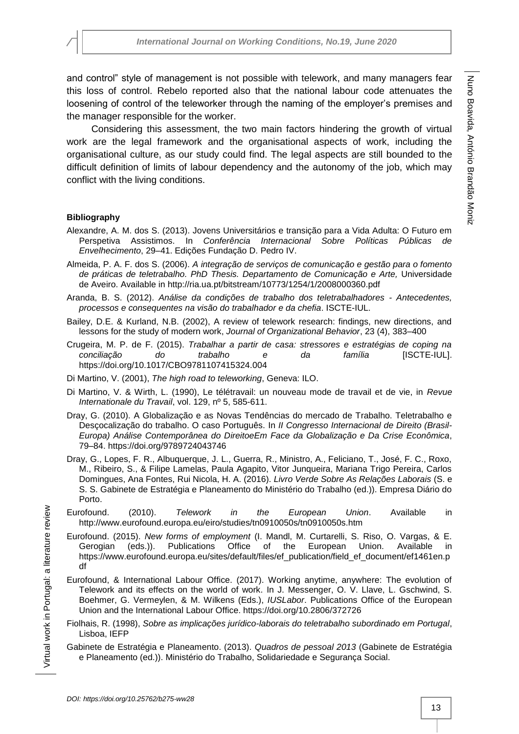and control" style of management is not possible with telework, and many managers fear this loss of control. Rebelo reported also that the national labour code attenuates the loosening of control of the teleworker through the naming of the employer's premises and the manager responsible for the worker.

Considering this assessment, the two main factors hindering the growth of virtual work are the legal framework and the organisational aspects of work, including the organisational culture, as our study could find. The legal aspects are still bounded to the difficult definition of limits of labour dependency and the autonomy of the job, which may conflict with the living conditions.

**Bibliography**

Alexandre, A. M. dos S. (2013). Jovens Universitários e transição para a Vida Adulta: O Futuro em Perspetiva Assistimos. In *Conferência Internacional Sobre Políticas Públicas de Envelhecimento*, 29–41. Edições Fundação D. Pedro IV.

Almeida, P. A. F. dos S. (2006). *A integração de serviços de comunicação e gestão para o fomento de práticas de teletrabalho. PhD Thesis. Departamento de Comunicação e Arte,* Universidade de Aveiro. Available in http://ria.ua.pt/bitstream/10773/1254/1/2008000360.pdf

Aranda, B. S. (2012). *Análise da condições de trabalho dos teletrabalhadores - Antecedentes, processos e consequentes na visão do trabalhador e da chefia*. ISCTE-IUL.

Bailey, D.E. & Kurland, N.B. (2002), A review of telework research: findings, new directions, and lessons for the study of modern work, *Journal of Organizational Behavior*, 23 (4), 383–400

Crugeira, M. P. de F. (2015). *Trabalhar a partir de casa: stressores e estratégias de coping na conciliação do trabalho e da família* [ISCTE-IUL]. https://doi.org/10.1017/CBO9781107415324.004

Di Martino, V. (2001), *The high road to teleworking*, Geneva: ILO.

Di Martino, V. & Wirth, L. (1990), Le télétravail: un nouveau mode de travail et de vie, in *Revue Internationale du Travail*, vol. 129, nº 5, 585-611.

Dray, G. (2010). A Globalização e as Novas Tendências do mercado de Trabalho. Teletrabalho e Desçocalização do trabalho. O caso Português. In *II Congresso Internacional de Direito (Brasil-Europa) Análise Contemporânea do DireitoeEm Face da Globalização e Da Crise Econômica*, 79–84. https://doi.org/9789724043746

Dray, G., Lopes, F. R., Albuquerque, J. L., Guerra, R., Ministro, A., Feliciano, T., José, F. C., Roxo, M., Ribeiro, S., & Filipe Lamelas, Paula Agapito, Vitor Junqueira, Mariana Trigo Pereira, Carlos Domingues, Ana Fontes, Rui Nicola, H. A. (2016). *Livro Verde Sobre As Relações Laborais* (S. e S. S. Gabinete de Estratégia e Planeamento do Ministério do Trabalho (ed.)). Empresa Diário do Porto.

Eurofound. (2010). *Telework in the European Union*. Available in http://www.eurofound.europa.eu/eiro/studies/tn0910050s/tn0910050s.htm

Eurofound. (2015). *New forms of employment* (I. Mandl, M. Curtarelli, S. Riso, O. Vargas, & E. Gerogian (eds.)). Publications Office of the European Union. Available in https://www.eurofound.europa.eu/sites/default/files/ef_publication/field_ef_document/ef1461en.pdf

Eurofound, & International Labour Office. (2017). Working anytime, anywhere: The evolution of Telework and its effects on the world of work. In J. Messenger, O. V. Llave, L. Gschwind, S. Boehmer, G. Vermeylen, & M. Wilkens (Eds.), *IUSLabor*. Publications Office of the European Union and the International Labour Office. https://doi.org/10.2806/372726

Fiolhais, R. (1998), *Sobre as implicações jurídico-laborais do teletrabalho subordinado em Portugal*, Lisboa, IEFP

Gabinete de Estratégia e Planeamento. (2013). *Quadros de pessoal 2013* (Gabinete de Estratégia e Planeamento (ed.)). Ministério do Trabalho, Solidariedade e Segurança Social.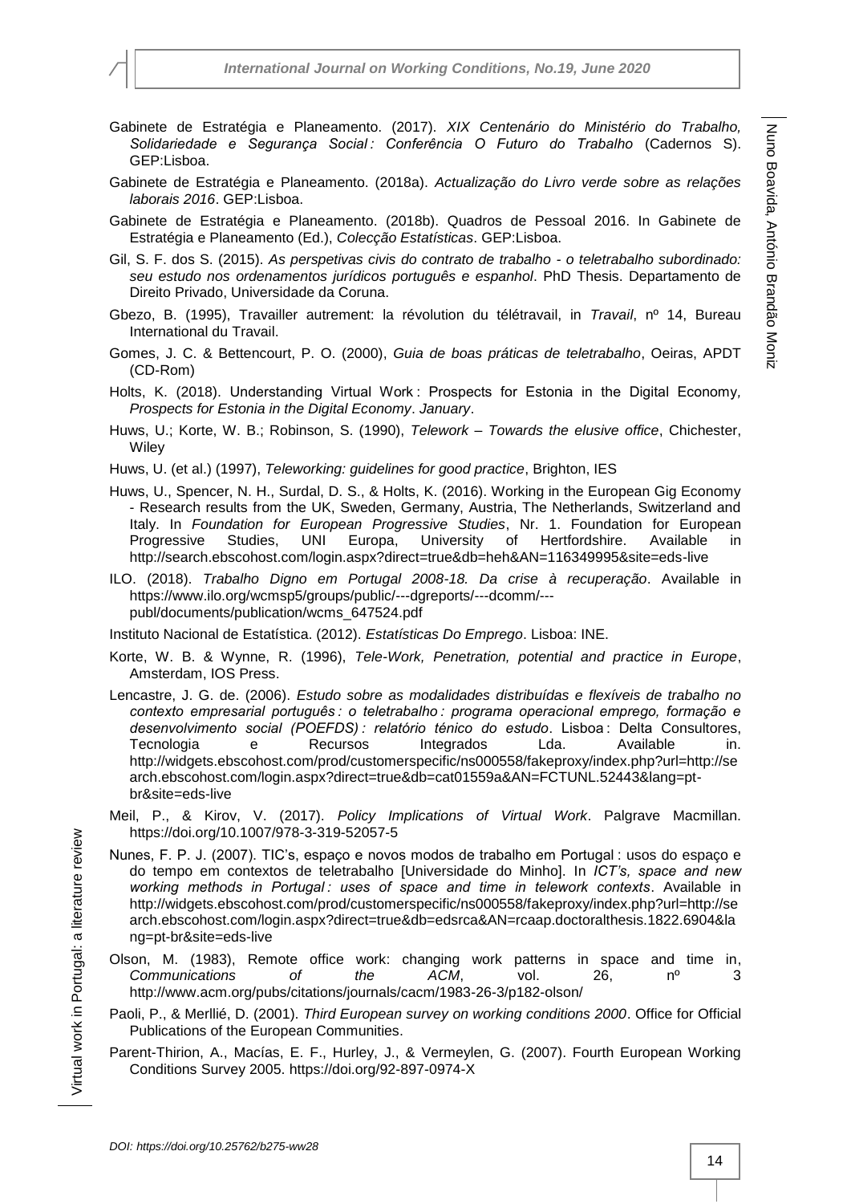Gabinete de Estratégia e Planeamento. (2017). *XIX Centenário do Ministério do Trabalho, Solidariedade e Segurança Social : Conferência O Futuro do Trabalho* (Cadernos S). GEP:Lisboa.

Gabinete de Estratégia e Planeamento. (2018a). *Actualização do Livro verde sobre as relações laborais 2016*. GEP:Lisboa.

Gabinete de Estratégia e Planeamento. (2018b). Quadros de Pessoal 2016. In Gabinete de Estratégia e Planeamento (Ed.), *Colecção Estatísticas*. GEP:Lisboa.

Gil, S. F. dos S. (2015). *As perspetivas civis do contrato de trabalho - o teletrabalho subordinado: seu estudo nos ordenamentos jurídicos português e espanhol*. PhD Thesis. Departamento de Direito Privado, Universidade da Coruna.

Gbezo, B. (1995), Travailler autrement: la révolution du télétravail, in *Travail*, nº 14, Bureau International du Travail.

Gomes, J. C. & Bettencourt, P. O. (2000), *Guia de boas práticas de teletrabalho*, Oeiras, APDT (CD-Rom)

Holts, K. (2018). Understanding Virtual Work : Prospects for Estonia in the Digital Economy*, Prospects for Estonia in the Digital Economy*. *January*.

Huws, U.; Korte, W. B.; Robinson, S. (1990), *Telework – Towards the elusive office*, Chichester, Wiley

Huws, U. (et al.) (1997), *Teleworking: guidelines for good practice*, Brighton, IES

Huws, U., Spencer, N. H., Surdal, D. S., & Holts, K. (2016). Working in the European Gig Economy - Research results from the UK, Sweden, Germany, Austria, The Netherlands, Switzerland and Italy. In *Foundation for European Progressive Studies*, Nr. 1. Foundation for European Progressive Studies, UNI Europa, University of Hertfordshire. Available in http://search.ebscohost.com/login.aspx?direct=true&db=heh&AN=116349995&site=eds-live

ILO. (2018). *Trabalho Digno em Portugal 2008-18. Da crise à recuperação*. Available in https://www.ilo.org/wcmsp5/groups/public/---dgreports/---dcomm/---publ/documents/publication/wcms_647524.pdf

Instituto Nacional de Estatística. (2012). *Estatísticas Do Emprego*. Lisboa: INE.

Korte, W. B. & Wynne, R. (1996), *Tele-Work, Penetration, potential and practice in Europe*, Amsterdam, IOS Press.

Lencastre, J. G. de. (2006). *Estudo sobre as modalidades distribuídas e flexíveis de trabalho no contexto empresarial português : o teletrabalho : programa operacional emprego, formação e desenvolvimento social (POEFDS) : relatório ténico do estudo*. Lisboa : Delta Consultores, Tecnologia e Recursos Integrados Lda. Available in. http://widgets.ebscohost.com/prod/customerspecific/ns000558/fakeproxy/index.php?url=http://search.ebscohost.com/login.aspx?direct=true&db=cat01559a&AN=FCTUNL.52443&lang=pt-br&site=eds-live

Meil, P., & Kirov, V. (2017). *Policy Implications of Virtual Work*. Palgrave Macmillan. https://doi.org/10.1007/978-3-319-52057-5

Nunes, F. P. J. (2007). TIC's, espaço e novos modos de trabalho em Portugal : usos do espaço e do tempo em contextos de teletrabalho [Universidade do Minho]. In *ICT's, space and new working methods in Portugal : uses of space and time in telework contexts*. Available in http://widgets.ebscohost.com/prod/customerspecific/ns000558/fakeproxy/index.php?url=http://search.ebscohost.com/login.aspx?direct=true&db=edsrca&AN=rcaap.doctoralthesis.1822.6904&lang=pt-br&site=eds-live

Olson, M. (1983), Remote office work: changing work patterns in space and time in, *Communications of the ACM*, vol. 26, nº 3 http://www.acm.org/pubs/citations/journals/cacm/1983-26-3/p182-olson/

Paoli, P., & Merllié, D. (2001). *Third European survey on working conditions 2000*. Office for Official Publications of the European Communities.

Parent-Thirion, A., Macías, E. F., Hurley, J., & Vermeylen, G. (2007). Fourth European Working Conditions Survey 2005. https://doi.org/92-897-0974-X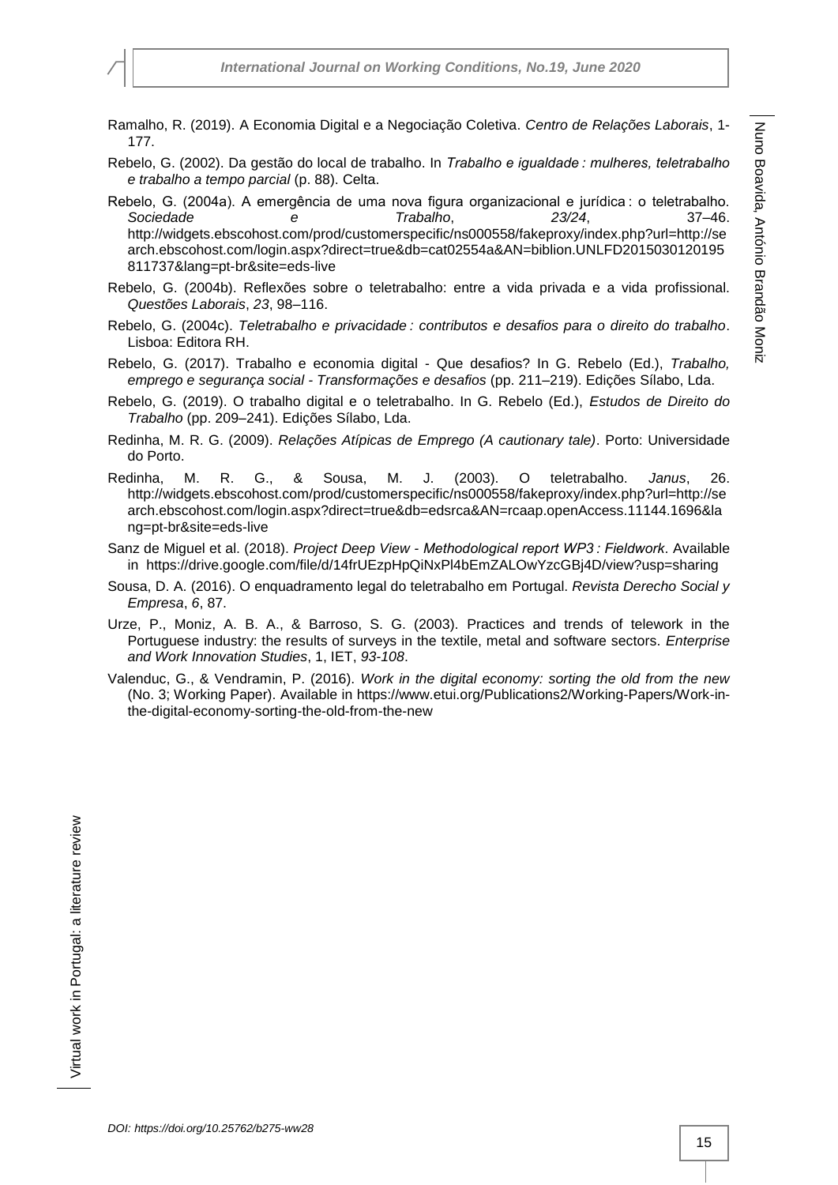Ramalho, R. (2019). A Economia Digital e a Negociação Coletiva. *Centro de Relações Laborais*, 1-177.

Rebelo, G. (2002). Da gestão do local de trabalho. In *Trabalho e igualdade : mulheres, teletrabalho e trabalho a tempo parcial* (p. 88). Celta.

Rebelo, G. (2004a). A emergência de uma nova figura organizacional e jurídica : o teletrabalho. *Sociedade e Trabalho*, *23/24*, 37–46. http://widgets.ebscohost.com/prod/customerspecific/ns000558/fakeproxy/index.php?url=http://search.ebscohost.com/login.aspx?direct=true&db=cat02554a&AN=biblion.UNLFD2015030120195811737&lang=pt-br&site=eds-live

Rebelo, G. (2004b). Reflexões sobre o teletrabalho: entre a vida privada e a vida profissional. *Questões Laborais*, *23*, 98–116.

Rebelo, G. (2004c). *Teletrabalho e privacidade : contributos e desafios para o direito do trabalho*. Lisboa: Editora RH.

Rebelo, G. (2017). Trabalho e economia digital - Que desafios? In G. Rebelo (Ed.), *Trabalho, emprego e segurança social - Transformações e desafios* (pp. 211–219). Edições Sílabo, Lda.

Rebelo, G. (2019). O trabalho digital e o teletrabalho. In G. Rebelo (Ed.), *Estudos de Direito do Trabalho* (pp. 209–241). Edições Sílabo, Lda.

Redinha, M. R. G. (2009). *Relações Atípicas de Emprego (A cautionary tale)*. Porto: Universidade do Porto.

Redinha, M. R. G., & Sousa, M. J. (2003). O teletrabalho. *Janus*, 26. http://widgets.ebscohost.com/prod/customerspecific/ns000558/fakeproxy/index.php?url=http://search.ebscohost.com/login.aspx?direct=true&db=edsrca&AN=rcaap.openAccess.11144.1696&lang=pt-br&site=eds-live

Sanz de Miguel et al. (2018). *Project Deep View - Methodological report WP3 : Fieldwork*. Available in https://drive.google.com/file/d/14frUEzpHpQiNxPl4bEmZALOwYzcGBj4D/view?usp=sharing

Sousa, D. A. (2016). O enquadramento legal do teletrabalho em Portugal. *Revista Derecho Social y Empresa*, *6*, 87.

Urze, P., Moniz, A. B. A., & Barroso, S. G. (2003). Practices and trends of telework in the Portuguese industry: the results of surveys in the textile, metal and software sectors. *Enterprise and Work Innovation Studies*, 1, IET, *93-108*.

Valenduc, G., & Vendramin, P. (2016). *Work in the digital economy: sorting the old from the new* (No. 3; Working Paper). Available in https://www.etui.org/Publications2/Working-Papers/Work-in-the-digital-economy-sorting-the-old-from-the-new